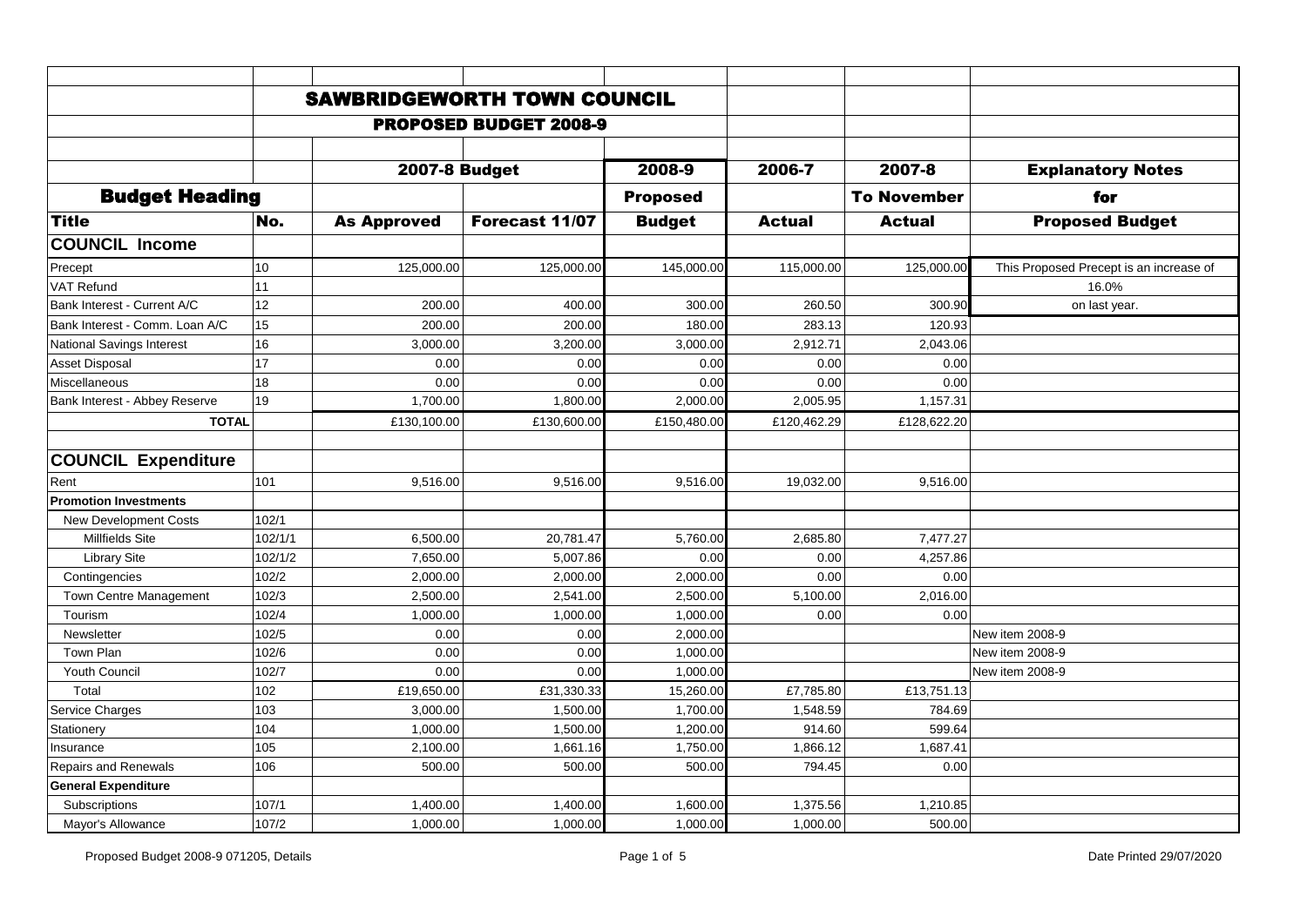# SAWBRIDGEWORTH TOWN COUNCIL

## PROPOSED BUDGET 2008-9

| Budget Heading | | 2007-8 Budget | | 2008-9 | 2006-7 | 2007-8 | Explanatory Notes |
|---|---|---|---|---|---|---|---|
| | | | | Proposed | | To November | for |
| Title | No. | As Approved | Forecast 11/07 | Budget | Actual | Actual | Proposed Budget |
| **COUNCIL Income** | | | | | | | |
| Precept | 10 | 125,000.00 | 125,000.00 | 145,000.00 | 115,000.00 | 125,000.00 | This Proposed Precept is an increase of |
| VAT Refund | 11 | | | | | | 16.0% |
| Bank Interest - Current A/C | 12 | 200.00 | 400.00 | 300.00 | 260.50 | 300.90 | on last year. |
| Bank Interest - Comm. Loan A/C | 15 | 200.00 | 200.00 | 180.00 | 283.13 | 120.93 | |
| National Savings Interest | 16 | 3,000.00 | 3,200.00 | 3,000.00 | 2,912.71 | 2,043.06 | |
| Asset Disposal | 17 | 0.00 | 0.00 | 0.00 | 0.00 | 0.00 | |
| Miscellaneous | 18 | 0.00 | 0.00 | 0.00 | 0.00 | 0.00 | |
| Bank Interest - Abbey Reserve | 19 | 1,700.00 | 1,800.00 | 2,000.00 | 2,005.95 | 1,157.31 | |
| **TOTAL** | | £130,100.00 | £130,600.00 | £150,480.00 | £120,462.29 | £128,622.20 | |
| | | | | | | | |
| **COUNCIL Expenditure** | | | | | | | |
| Rent | 101 | 9,516.00 | 9,516.00 | 9,516.00 | 19,032.00 | 9,516.00 | |
| **Promotion Investments** | | | | | | | |
| New Development Costs | 102/1 | | | | | | |
| Millfields Site | 102/1/1 | 6,500.00 | 20,781.47 | 5,760.00 | 2,685.80 | 7,477.27 | |
| Library Site | 102/1/2 | 7,650.00 | 5,007.86 | 0.00 | 0.00 | 4,257.86 | |
| Contingencies | 102/2 | 2,000.00 | 2,000.00 | 2,000.00 | 0.00 | 0.00 | |
| Town Centre Management | 102/3 | 2,500.00 | 2,541.00 | 2,500.00 | 5,100.00 | 2,016.00 | |
| Tourism | 102/4 | 1,000.00 | 1,000.00 | 1,000.00 | 0.00 | 0.00 | |
| Newsletter | 102/5 | 0.00 | 0.00 | 2,000.00 | | | New item 2008-9 |
| Town Plan | 102/6 | 0.00 | 0.00 | 1,000.00 | | | New item 2008-9 |
| Youth Council | 102/7 | 0.00 | 0.00 | 1,000.00 | | | New item 2008-9 |
| Total | 102 | £19,650.00 | £31,330.33 | 15,260.00 | £7,785.80 | £13,751.13 | |
| Service Charges | 103 | 3,000.00 | 1,500.00 | 1,700.00 | 1,548.59 | 784.69 | |
| Stationery | 104 | 1,000.00 | 1,500.00 | 1,200.00 | 914.60 | 599.64 | |
| Insurance | 105 | 2,100.00 | 1,661.16 | 1,750.00 | 1,866.12 | 1,687.41 | |
| Repairs and Renewals | 106 | 500.00 | 500.00 | 500.00 | 794.45 | 0.00 | |
| **General Expenditure** | | | | | | | |
| Subscriptions | 107/1 | 1,400.00 | 1,400.00 | 1,600.00 | 1,375.56 | 1,210.85 | |
| Mayor's Allowance | 107/2 | 1,000.00 | 1,000.00 | 1,000.00 | 1,000.00 | 500.00 | |

Proposed Budget 2008-9 071205, Details

Date Printed 29/07/2020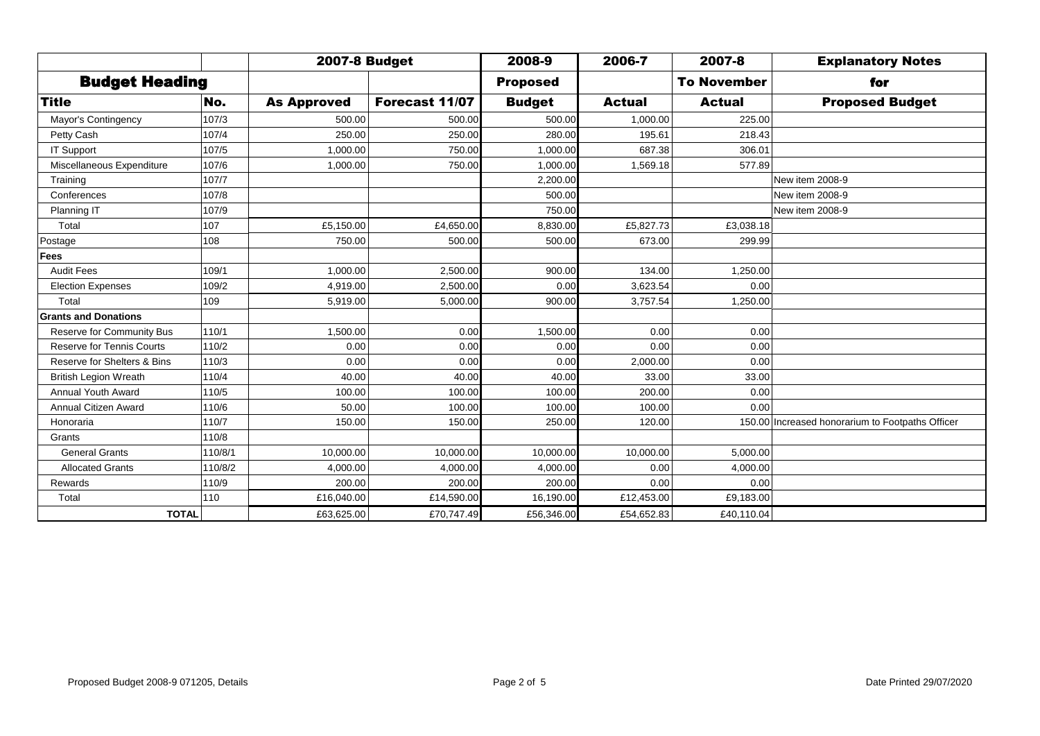| | | 2007-8 Budget | | 2008-9 | 2006-7 | 2007-8 | Explanatory Notes |
|---|---|---|---|---|---|---|---|
| Budget Heading | | | | Proposed | | To November | for |
| Title | No. | As Approved | Forecast 11/07 | Budget | Actual | Actual | Proposed Budget |
| Mayor's Contingency | 107/3 | 500.00 | 500.00 | 500.00 | 1,000.00 | 225.00 | |
| Petty Cash | 107/4 | 250.00 | 250.00 | 280.00 | 195.61 | 218.43 | |
| IT Support | 107/5 | 1,000.00 | 750.00 | 1,000.00 | 687.38 | 306.01 | |
| Miscellaneous Expenditure | 107/6 | 1,000.00 | 750.00 | 1,000.00 | 1,569.18 | 577.89 | |
| Training | 107/7 | | | 2,200.00 | | | New item 2008-9 |
| Conferences | 107/8 | | | 500.00 | | | New item 2008-9 |
| Planning IT | 107/9 | | | 750.00 | | | New item 2008-9 |
| Total | 107 | £5,150.00 | £4,650.00 | 8,830.00 | £5,827.73 | £3,038.18 | |
| Postage | 108 | 750.00 | 500.00 | 500.00 | 673.00 | 299.99 | |
| **Fees** | | | | | | | |
| Audit Fees | 109/1 | 1,000.00 | 2,500.00 | 900.00 | 134.00 | 1,250.00 | |
| Election Expenses | 109/2 | 4,919.00 | 2,500.00 | 0.00 | 3,623.54 | 0.00 | |
| Total | 109 | 5,919.00 | 5,000.00 | 900.00 | 3,757.54 | 1,250.00 | |
| **Grants and Donations** | | | | | | | |
| Reserve for Community Bus | 110/1 | 1,500.00 | 0.00 | 1,500.00 | 0.00 | 0.00 | |
| Reserve for Tennis Courts | 110/2 | 0.00 | 0.00 | 0.00 | 0.00 | 0.00 | |
| Reserve for Shelters & Bins | 110/3 | 0.00 | 0.00 | 0.00 | 2,000.00 | 0.00 | |
| British Legion Wreath | 110/4 | 40.00 | 40.00 | 40.00 | 33.00 | 33.00 | |
| Annual Youth Award | 110/5 | 100.00 | 100.00 | 100.00 | 200.00 | 0.00 | |
| Annual Citizen Award | 110/6 | 50.00 | 100.00 | 100.00 | 100.00 | 0.00 | |
| Honoraria | 110/7 | 150.00 | 150.00 | 250.00 | 120.00 | 150.00 | Increased honorarium to Footpaths Officer |
| Grants | 110/8 | | | | | | |
| General Grants | 110/8/1 | 10,000.00 | 10,000.00 | 10,000.00 | 10,000.00 | 5,000.00 | |
| Allocated Grants | 110/8/2 | 4,000.00 | 4,000.00 | 4,000.00 | 0.00 | 4,000.00 | |
| Rewards | 110/9 | 200.00 | 200.00 | 200.00 | 0.00 | 0.00 | |
| Total | 110 | £16,040.00 | £14,590.00 | 16,190.00 | £12,453.00 | £9,183.00 | |
| **TOTAL** | | £63,625.00 | £70,747.49 | £56,346.00 | £54,652.83 | £40,110.04 | |

Proposed Budget 2008-9 071205, Details

Date Printed 29/07/2020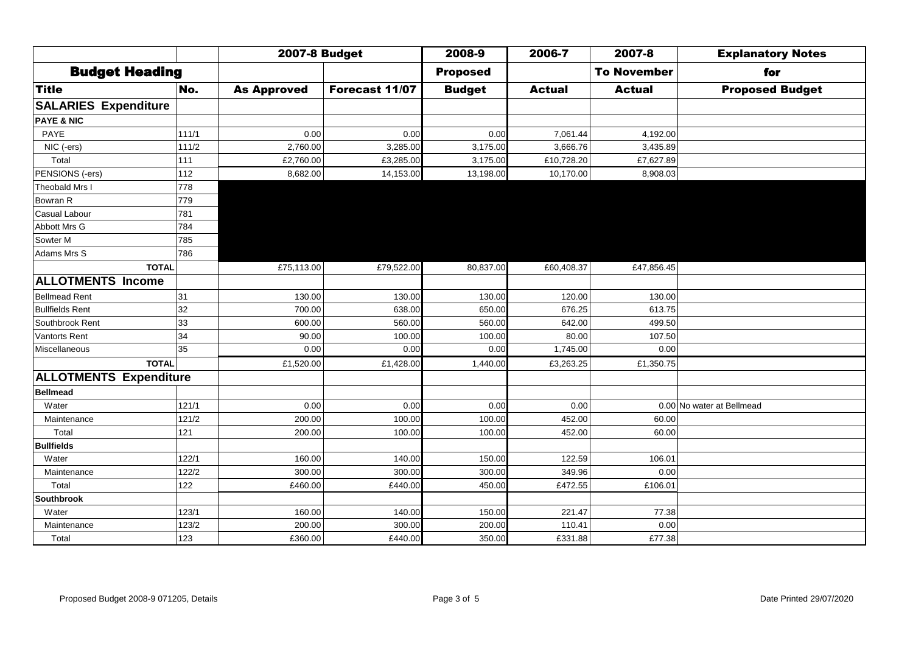| | | 2007-8 Budget | | 2008-9 | 2006-7 | 2007-8 | Explanatory Notes |
|---|---|---|---|---|---|---|---|
| Budget Heading | | | | Proposed | | To November | for |
| Title | No. | As Approved | Forecast 11/07 | Budget | Actual | Actual | Proposed Budget |
| **SALARIES Expenditure** | | | | | | | |
| **PAYE & NIC** | | | | | | | |
| PAYE | 111/1 | 0.00 | 0.00 | 0.00 | 7,061.44 | 4,192.00 | |
| NIC (-ers) | 111/2 | 2,760.00 | 3,285.00 | 3,175.00 | 3,666.76 | 3,435.89 | |
| Total | 111 | £2,760.00 | £3,285.00 | 3,175.00 | £10,728.20 | £7,627.89 | |
| PENSIONS (-ers) | 112 | 8,682.00 | 14,153.00 | 13,198.00 | 10,170.00 | 8,908.03 | |
| Theobald Mrs I | 778 | | | | | | |
| Bowran R | 779 | | | | | | |
| Casual Labour | 781 | | | | | | |
| Abbott Mrs G | 784 | | | | | | |
| Sowter M | 785 | | | | | | |
| Adams Mrs S | 786 | | | | | | |
| **TOTAL** | | £75,113.00 | £79,522.00 | 80,837.00 | £60,408.37 | £47,856.45 | |
| **ALLOTMENTS Income** | | | | | | | |
| Bellmead Rent | 31 | 130.00 | 130.00 | 130.00 | 120.00 | 130.00 | |
| Bullfields Rent | 32 | 700.00 | 638.00 | 650.00 | 676.25 | 613.75 | |
| Southbrook Rent | 33 | 600.00 | 560.00 | 560.00 | 642.00 | 499.50 | |
| Vantorts Rent | 34 | 90.00 | 100.00 | 100.00 | 80.00 | 107.50 | |
| Miscellaneous | 35 | 0.00 | 0.00 | 0.00 | 1,745.00 | 0.00 | |
| **TOTAL** | | £1,520.00 | £1,428.00 | 1,440.00 | £3,263.25 | £1,350.75 | |
| **ALLOTMENTS Expenditure** | | | | | | | |
| **Bellmead** | | | | | | | |
| Water | 121/1 | 0.00 | 0.00 | 0.00 | 0.00 | 0.00 | No water at Bellmead |
| Maintenance | 121/2 | 200.00 | 100.00 | 100.00 | 452.00 | 60.00 | |
| Total | 121 | 200.00 | 100.00 | 100.00 | 452.00 | 60.00 | |
| **Bullfields** | | | | | | | |
| Water | 122/1 | 160.00 | 140.00 | 150.00 | 122.59 | 106.01 | |
| Maintenance | 122/2 | 300.00 | 300.00 | 300.00 | 349.96 | 0.00 | |
| Total | 122 | £460.00 | £440.00 | 450.00 | £472.55 | £106.01 | |
| **Southbrook** | | | | | | | |
| Water | 123/1 | 160.00 | 140.00 | 150.00 | 221.47 | 77.38 | |
| Maintenance | 123/2 | 200.00 | 300.00 | 200.00 | 110.41 | 0.00 | |
| Total | 123 | £360.00 | £440.00 | 350.00 | £331.88 | £77.38 | |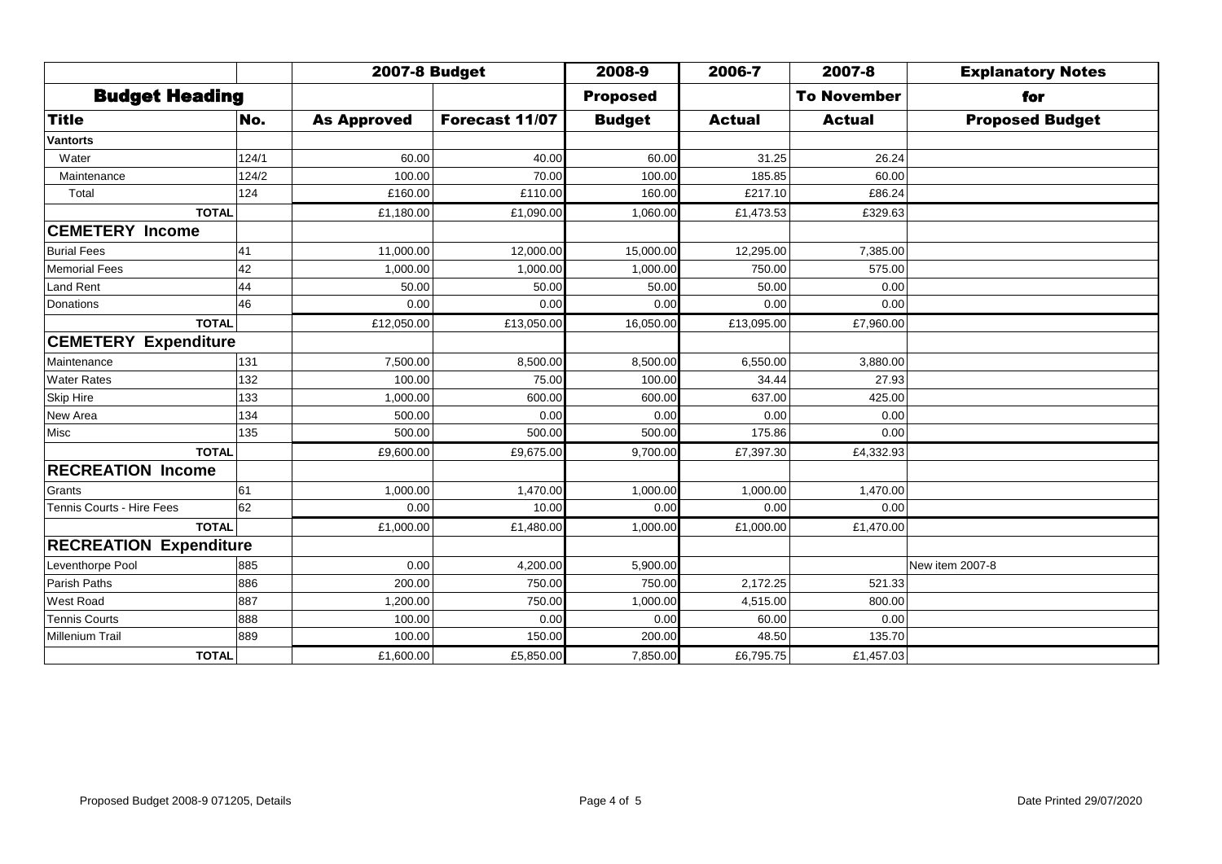| | | 2007-8 Budget | | 2008-9 | 2006-7 | 2007-8 | Explanatory Notes |
|---|---|---|---|---|---|---|---|
| **Budget Heading** | | | | **Proposed** | | **To November** | **for** |
| **Title** | **No.** | **As Approved** | **Forecast 11/07** | **Budget** | **Actual** | **Actual** | **Proposed Budget** |
| **Vantorts** | | | | | | | |
| Water | 124/1 | 60.00 | 40.00 | 60.00 | 31.25 | 26.24 | |
| Maintenance | 124/2 | 100.00 | 70.00 | 100.00 | 185.85 | 60.00 | |
| Total | 124 | £160.00 | £110.00 | 160.00 | £217.10 | £86.24 | |
| **TOTAL** | | £1,180.00 | £1,090.00 | 1,060.00 | £1,473.53 | £329.63 | |
| **CEMETERY Income** | | | | | | | |
| Burial Fees | 41 | 11,000.00 | 12,000.00 | 15,000.00 | 12,295.00 | 7,385.00 | |
| Memorial Fees | 42 | 1,000.00 | 1,000.00 | 1,000.00 | 750.00 | 575.00 | |
| Land Rent | 44 | 50.00 | 50.00 | 50.00 | 50.00 | 0.00 | |
| Donations | 46 | 0.00 | 0.00 | 0.00 | 0.00 | 0.00 | |
| **TOTAL** | | £12,050.00 | £13,050.00 | 16,050.00 | £13,095.00 | £7,960.00 | |
| **CEMETERY Expenditure** | | | | | | | |
| Maintenance | 131 | 7,500.00 | 8,500.00 | 8,500.00 | 6,550.00 | 3,880.00 | |
| Water Rates | 132 | 100.00 | 75.00 | 100.00 | 34.44 | 27.93 | |
| Skip Hire | 133 | 1,000.00 | 600.00 | 600.00 | 637.00 | 425.00 | |
| New Area | 134 | 500.00 | 0.00 | 0.00 | 0.00 | 0.00 | |
| Misc | 135 | 500.00 | 500.00 | 500.00 | 175.86 | 0.00 | |
| **TOTAL** | | £9,600.00 | £9,675.00 | 9,700.00 | £7,397.30 | £4,332.93 | |
| **RECREATION Income** | | | | | | | |
| Grants | 61 | 1,000.00 | 1,470.00 | 1,000.00 | 1,000.00 | 1,470.00 | |
| Tennis Courts - Hire Fees | 62 | 0.00 | 10.00 | 0.00 | 0.00 | 0.00 | |
| **TOTAL** | | £1,000.00 | £1,480.00 | 1,000.00 | £1,000.00 | £1,470.00 | |
| **RECREATION Expenditure** | | | | | | | |
| Leventhorpe Pool | 885 | 0.00 | 4,200.00 | 5,900.00 | | | New item 2007-8 |
| Parish Paths | 886 | 200.00 | 750.00 | 750.00 | 2,172.25 | 521.33 | |
| West Road | 887 | 1,200.00 | 750.00 | 1,000.00 | 4,515.00 | 800.00 | |
| Tennis Courts | 888 | 100.00 | 0.00 | 0.00 | 60.00 | 0.00 | |
| Millenium Trail | 889 | 100.00 | 150.00 | 200.00 | 48.50 | 135.70 | |
| **TOTAL** | | £1,600.00 | £5,850.00 | 7,850.00 | £6,795.75 | £1,457.03 | |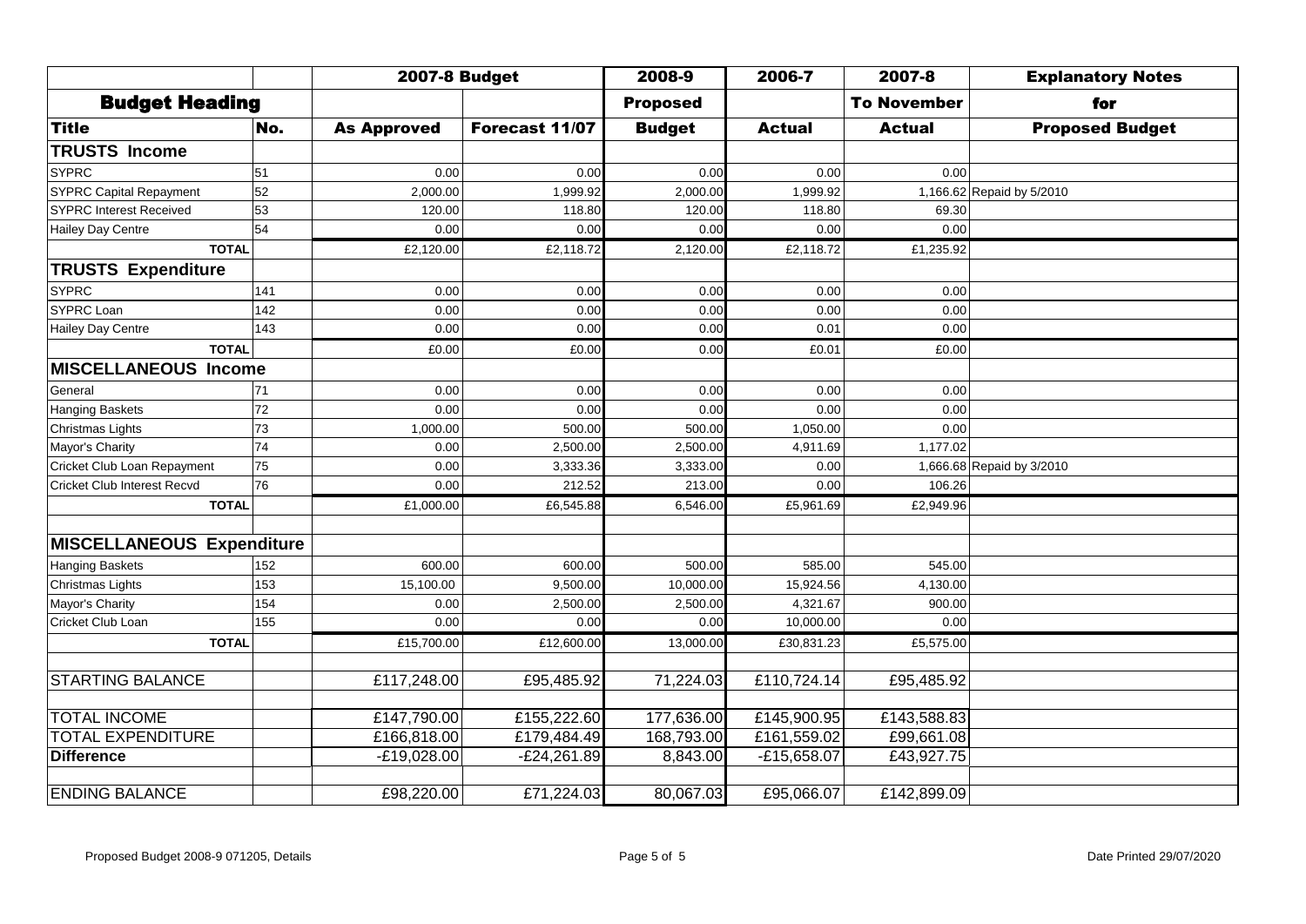| | | 2007-8 Budget | | 2008-9 | 2006-7 | 2007-8 | Explanatory Notes |
|---|---|---|---|---|---|---|---|
| **Budget Heading** | | | | **Proposed** | | **To November** | **for** |
| **Title** | **No.** | **As Approved** | **Forecast 11/07** | **Budget** | **Actual** | **Actual** | **Proposed Budget** |
| **TRUSTS Income** | | | | | | | |
| SYPRC | 51 | 0.00 | 0.00 | 0.00 | 0.00 | 0.00 | |
| SYPRC Capital Repayment | 52 | 2,000.00 | 1,999.92 | 2,000.00 | 1,999.92 | 1,166.62 | Repaid by 5/2010 |
| SYPRC Interest Received | 53 | 120.00 | 118.80 | 120.00 | 118.80 | 69.30 | |
| Hailey Day Centre | 54 | 0.00 | 0.00 | 0.00 | 0.00 | 0.00 | |
| **TOTAL** | | £2,120.00 | £2,118.72 | 2,120.00 | £2,118.72 | £1,235.92 | |
| **TRUSTS Expenditure** | | | | | | | |
| SYPRC | 141 | 0.00 | 0.00 | 0.00 | 0.00 | 0.00 | |
| SYPRC Loan | 142 | 0.00 | 0.00 | 0.00 | 0.00 | 0.00 | |
| Hailey Day Centre | 143 | 0.00 | 0.00 | 0.00 | 0.01 | 0.00 | |
| **TOTAL** | | £0.00 | £0.00 | 0.00 | £0.01 | £0.00 | |
| **MISCELLANEOUS Income** | | | | | | | |
| General | 71 | 0.00 | 0.00 | 0.00 | 0.00 | 0.00 | |
| Hanging Baskets | 72 | 0.00 | 0.00 | 0.00 | 0.00 | 0.00 | |
| Christmas Lights | 73 | 1,000.00 | 500.00 | 500.00 | 1,050.00 | 0.00 | |
| Mayor's Charity | 74 | 0.00 | 2,500.00 | 2,500.00 | 4,911.69 | 1,177.02 | |
| Cricket Club Loan Repayment | 75 | 0.00 | 3,333.36 | 3,333.00 | 0.00 | 1,666.68 | Repaid by 3/2010 |
| Cricket Club Interest Recvd | 76 | 0.00 | 212.52 | 213.00 | 0.00 | 106.26 | |
| **TOTAL** | | £1,000.00 | £6,545.88 | 6,546.00 | £5,961.69 | £2,949.96 | |
| | | | | | | | |
| **MISCELLANEOUS Expenditure** | | | | | | | |
| Hanging Baskets | 152 | 600.00 | 600.00 | 500.00 | 585.00 | 545.00 | |
| Christmas Lights | 153 | 15,100.00 | 9,500.00 | 10,000.00 | 15,924.56 | 4,130.00 | |
| Mayor's Charity | 154 | 0.00 | 2,500.00 | 2,500.00 | 4,321.67 | 900.00 | |
| Cricket Club Loan | 155 | 0.00 | 0.00 | 0.00 | 10,000.00 | 0.00 | |
| **TOTAL** | | £15,700.00 | £12,600.00 | 13,000.00 | £30,831.23 | £5,575.00 | |
| | | | | | | | |
| STARTING BALANCE | | £117,248.00 | £95,485.92 | 71,224.03 | £110,724.14 | £95,485.92 | |
| | | | | | | | |
| TOTAL INCOME | | £147,790.00 | £155,222.60 | 177,636.00 | £145,900.95 | £143,588.83 | |
| TOTAL EXPENDITURE | | £166,818.00 | £179,484.49 | 168,793.00 | £161,559.02 | £99,661.08 | |
| **Difference** | | -£19,028.00 | -£24,261.89 | 8,843.00 | -£15,658.07 | £43,927.75 | |
| | | | | | | | |
| ENDING BALANCE | | £98,220.00 | £71,224.03 | 80,067.03 | £95,066.07 | £142,899.09 | |

Proposed Budget 2008-9 071205, Details

Date Printed 29/07/2020